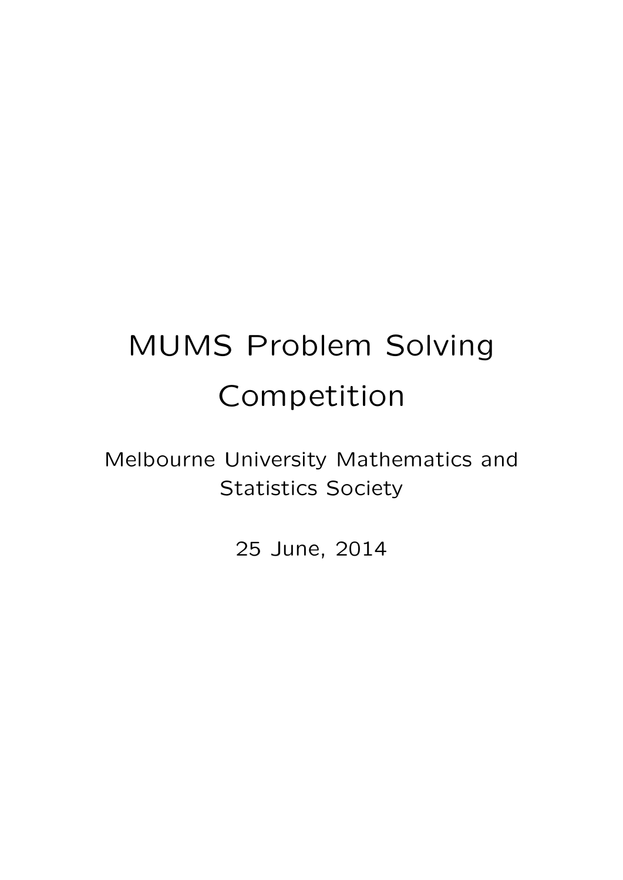# MUMS Problem Solving Competition

Melbourne University Mathematics and Statistics Society

25 June, 2014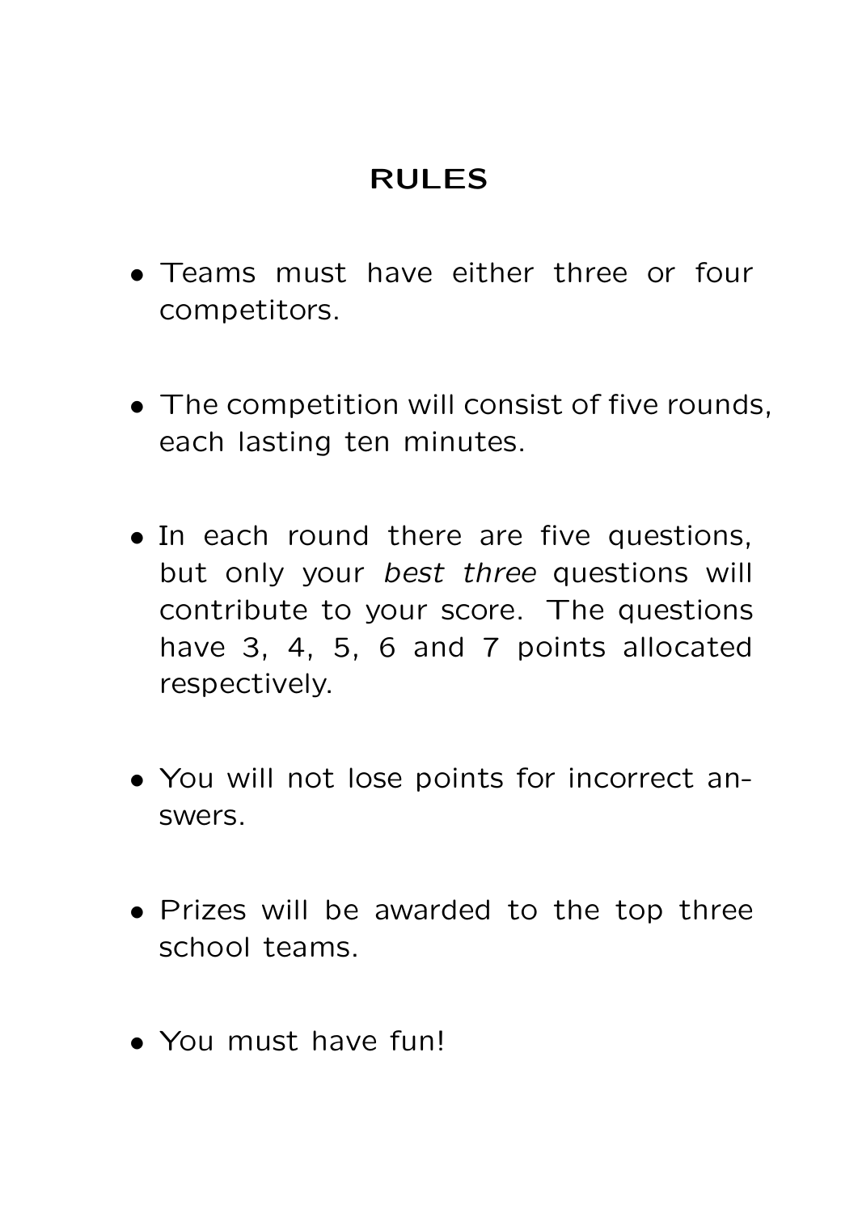# RULES

- Teams must have either three or four competitors.

- The competition will consist of five rounds, each lasting ten minutes.

- In each round there are five questions, but only your *best three* questions will contribute to your score. The questions have 3, 4, 5, 6 and 7 points allocated respectively.

- You will not lose points for incorrect answers.

- Prizes will be awarded to the top three school teams.

- You must have fun!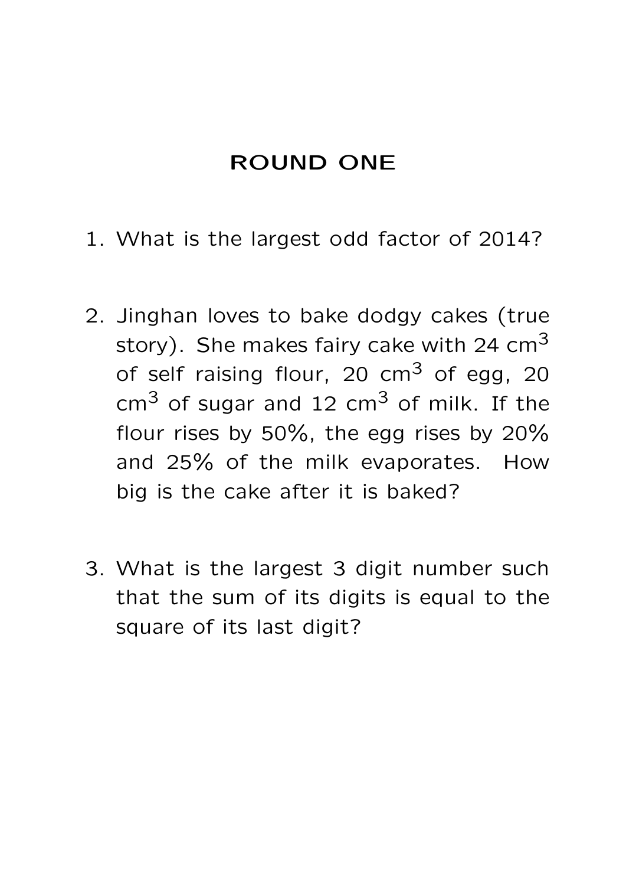# ROUND ONE

1. What is the largest odd factor of 2014?

2. Jinghan loves to bake dodgy cakes (true story). She makes fairy cake with 24 $cm^3$ of self raising flour, 20 $cm^3$ of egg, 20 $cm^3$ of sugar and 12 $cm^3$ of milk. If the flour rises by 50%, the egg rises by 20% and 25% of the milk evaporates. How big is the cake after it is baked?

3. What is the largest 3 digit number such that the sum of its digits is equal to the square of its last digit?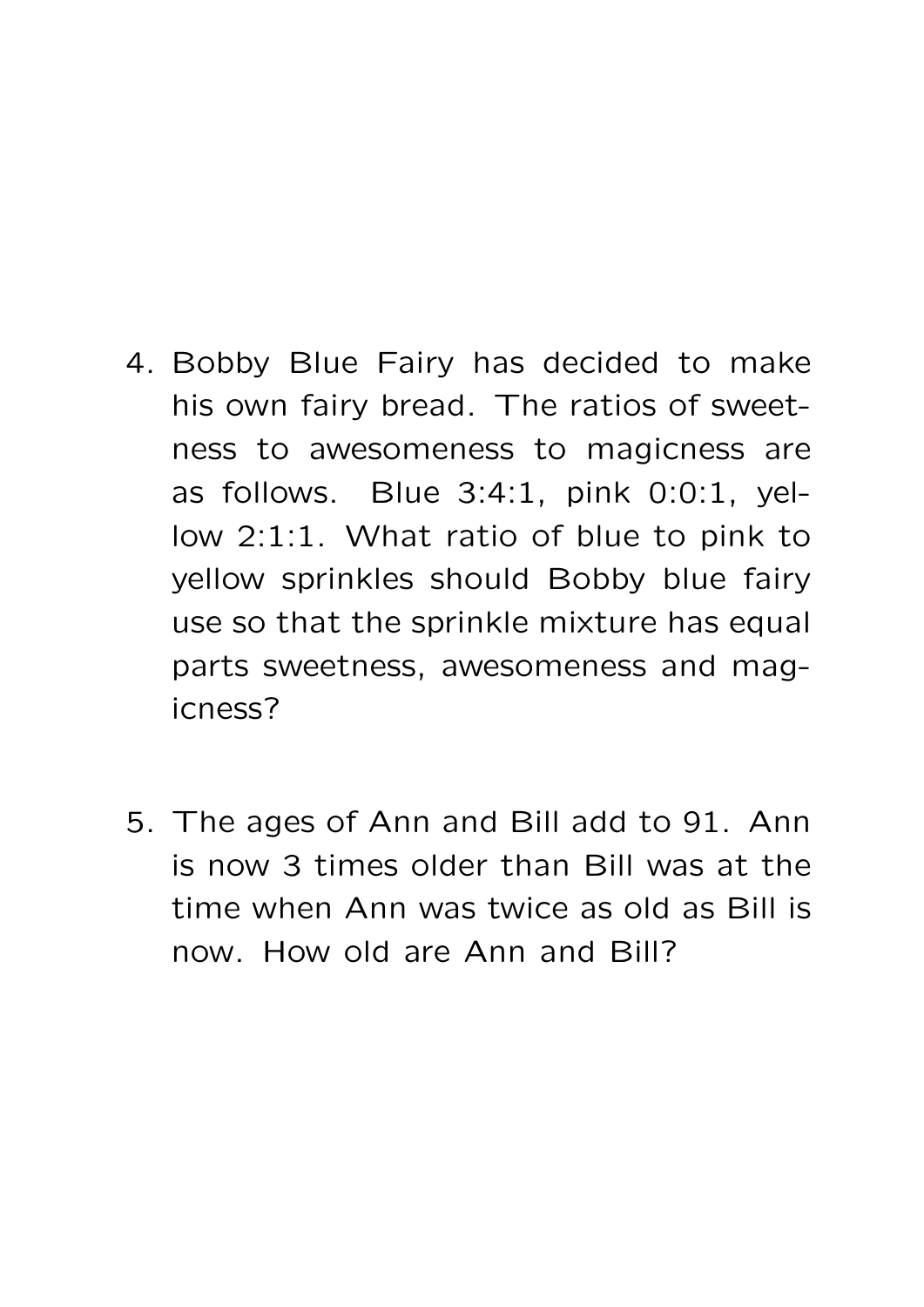4. Bobby Blue Fairy has decided to make his own fairy bread. The ratios of sweetness to awesomeness to magicness are as follows. Blue 3:4:1, pink 0:0:1, yellow 2:1:1. What ratio of blue to pink to yellow sprinkles should Bobby blue fairy use so that the sprinkle mixture has equal parts sweetness, awesomeness and magicness?

5. The ages of Ann and Bill add to 91. Ann is now 3 times older than Bill was at the time when Ann was twice as old as Bill is now. How old are Ann and Bill?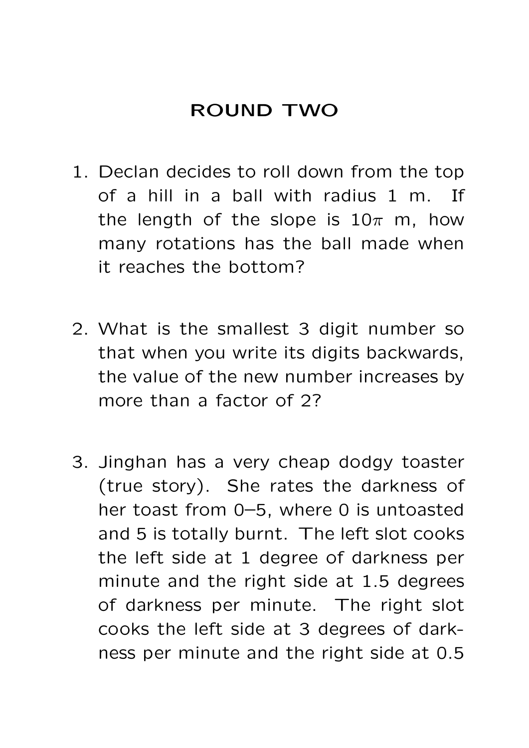# ROUND TWO

1. Declan decides to roll down from the top of a hill in a ball with radius 1 m. If the length of the slope is $10\pi$ m, how many rotations has the ball made when it reaches the bottom?

2. What is the smallest 3 digit number so that when you write its digits backwards, the value of the new number increases by more than a factor of 2?

3. Jinghan has a very cheap dodgy toaster (true story). She rates the darkness of her toast from 0–5, where 0 is untoasted and 5 is totally burnt. The left slot cooks the left side at 1 degree of darkness per minute and the right side at 1.5 degrees of darkness per minute. The right slot cooks the left side at 3 degrees of darkness per minute and the right side at 0.5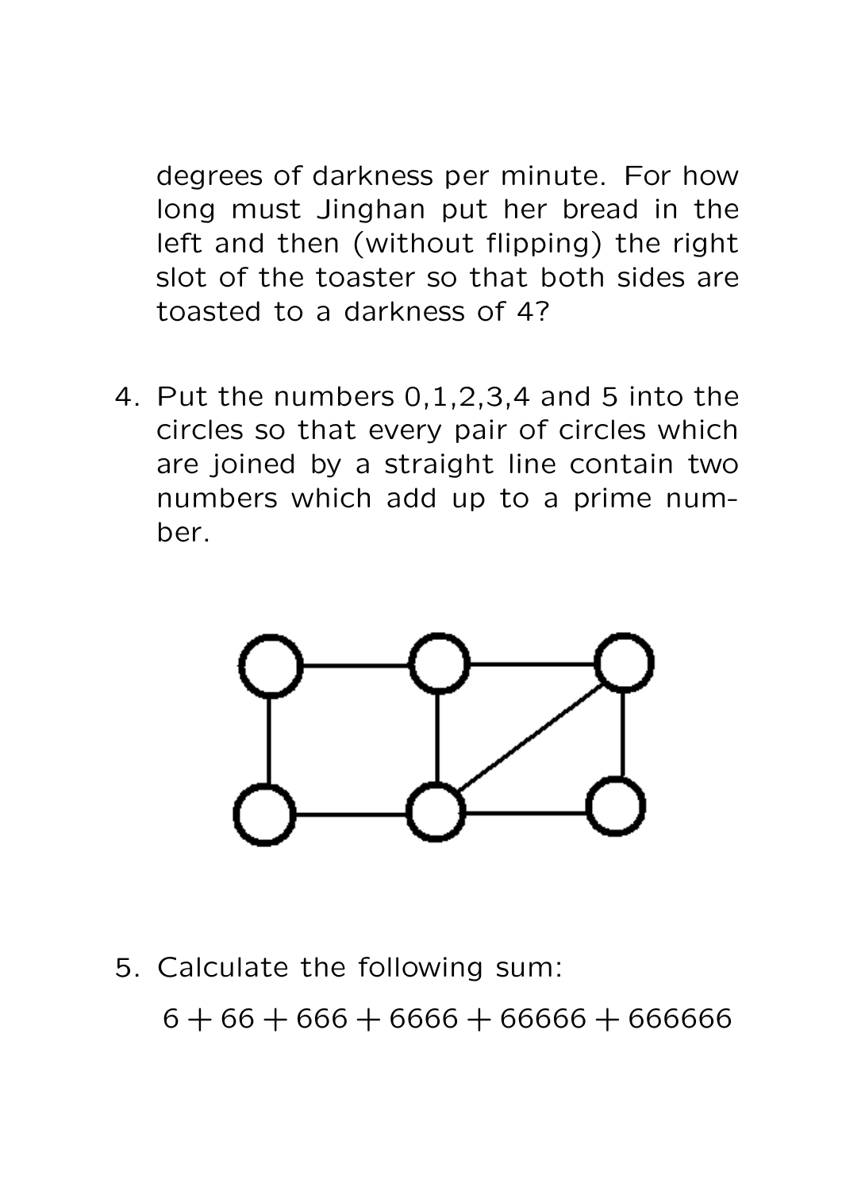degrees of darkness per minute. For how long must Jinghan put her bread in the left and then (without flipping) the right slot of the toaster so that both sides are toasted to a darkness of 4?

4. Put the numbers 0,1,2,3,4 and 5 into the circles so that every pair of circles which are joined by a straight line contain two numbers which add up to a prime number.

5. Calculate the following sum:

   $6 + 66 + 666 + 6666 + 66666 + 666666$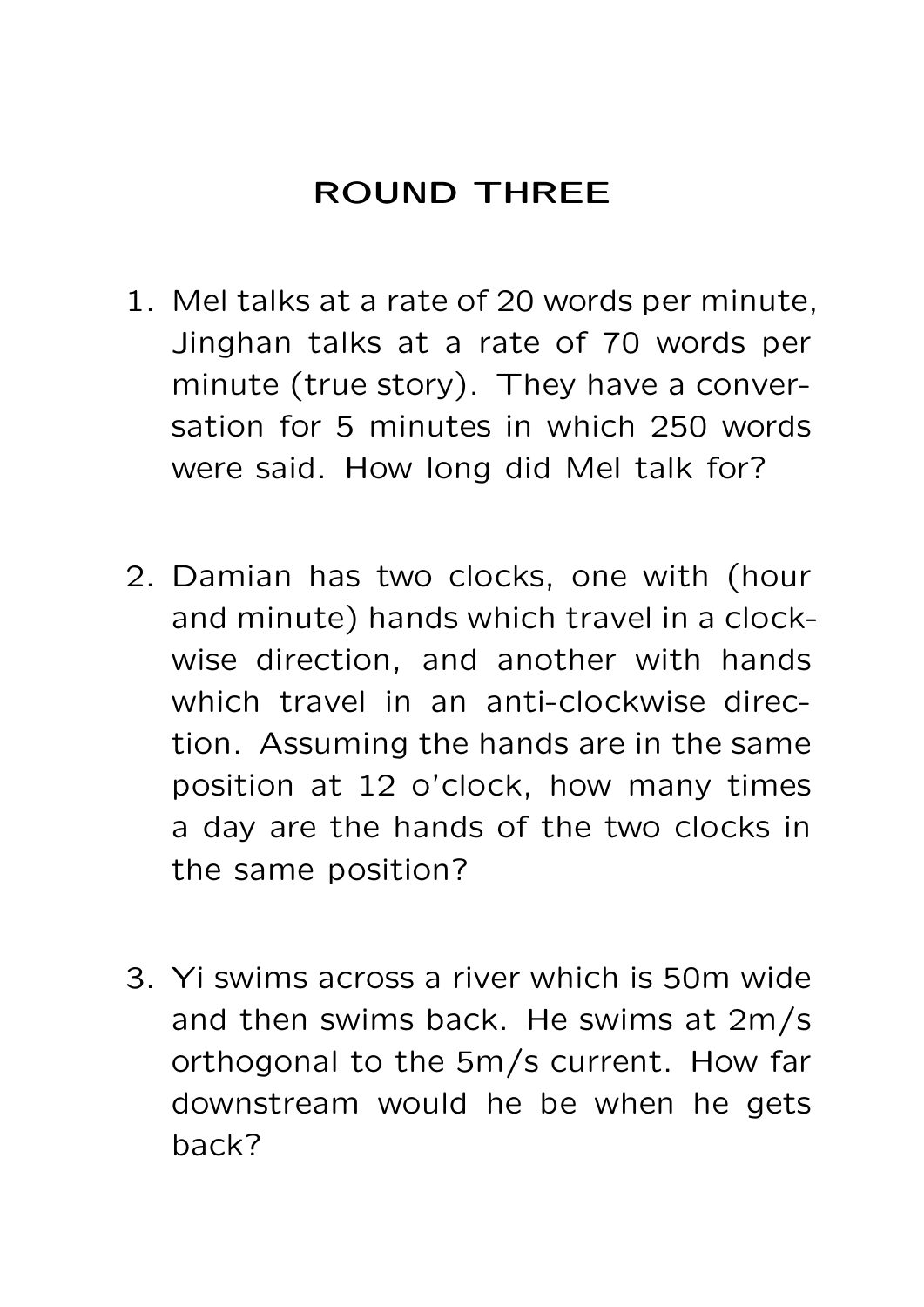# ROUND THREE

1. Mel talks at a rate of 20 words per minute, Jinghan talks at a rate of 70 words per minute (true story). They have a conversation for 5 minutes in which 250 words were said. How long did Mel talk for?

2. Damian has two clocks, one with (hour and minute) hands which travel in a clockwise direction, and another with hands which travel in an anti-clockwise direction. Assuming the hands are in the same position at 12 o'clock, how many times a day are the hands of the two clocks in the same position?

3. Yi swims across a river which is 50m wide and then swims back. He swims at 2m/s orthogonal to the 5m/s current. How far downstream would he be when he gets back?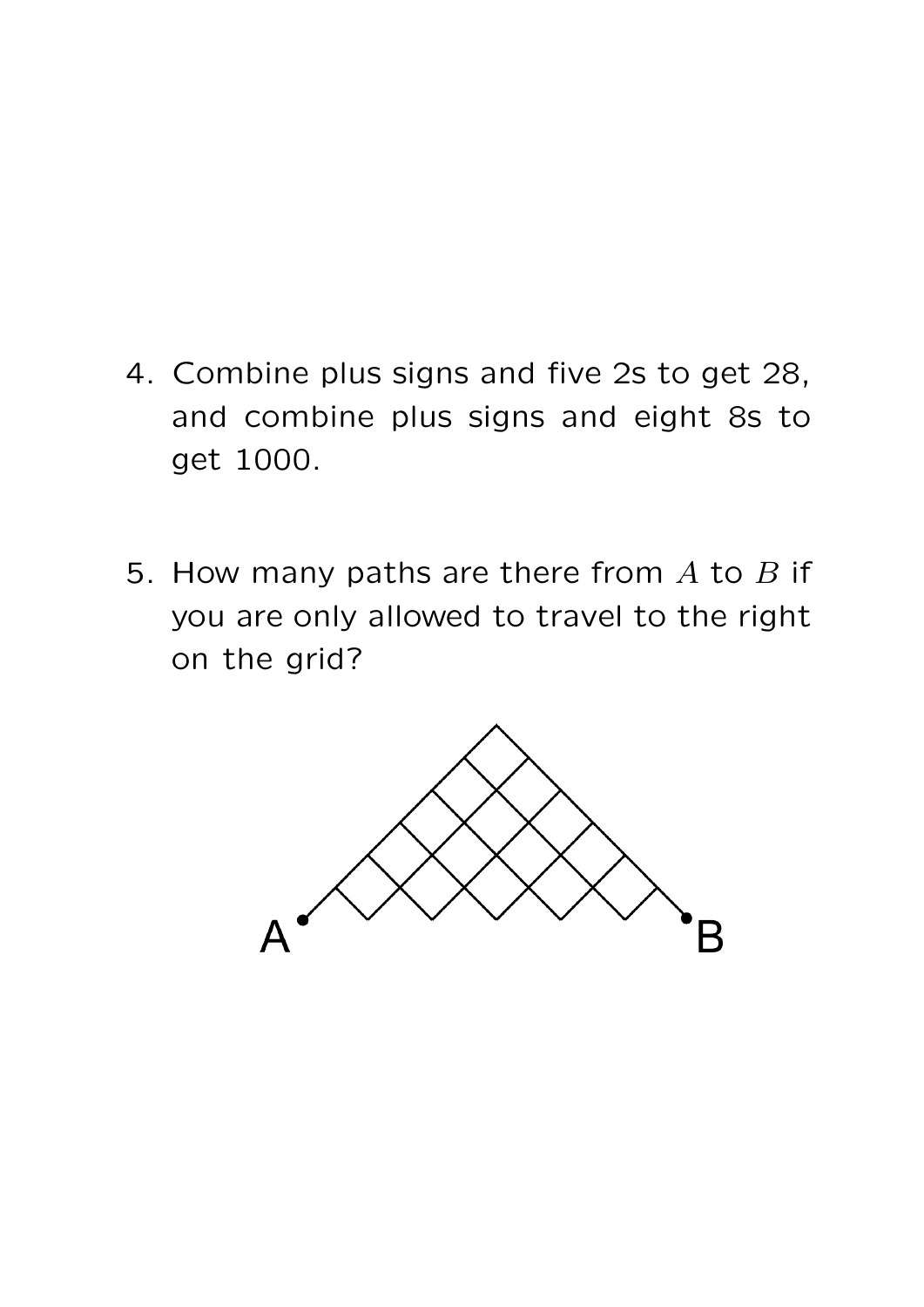4. Combine plus signs and five 2s to get 28, and combine plus signs and eight 8s to get 1000.

5. How many paths are there from $A$ to $B$ if you are only allowed to travel to the right on the grid?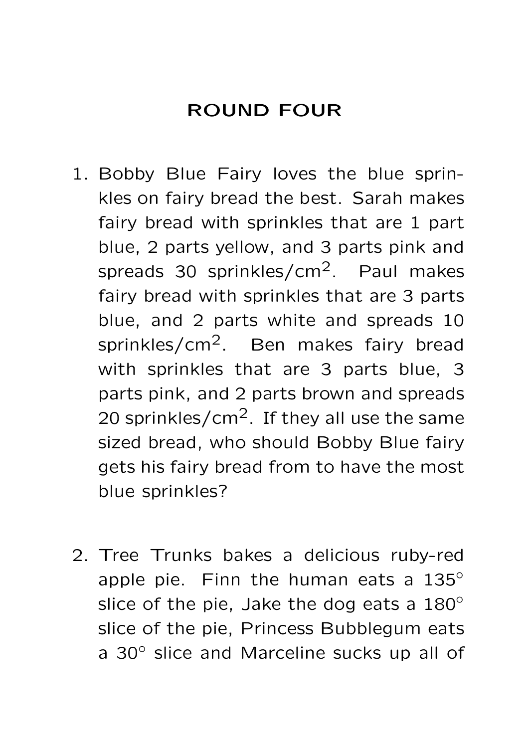# ROUND FOUR

1. Bobby Blue Fairy loves the blue sprinkles on fairy bread the best. Sarah makes fairy bread with sprinkles that are 1 part blue, 2 parts yellow, and 3 parts pink and spreads 30 sprinkles/cm$^2$. Paul makes fairy bread with sprinkles that are 3 parts blue, and 2 parts white and spreads 10 sprinkles/cm$^2$. Ben makes fairy bread with sprinkles that are 3 parts blue, 3 parts pink, and 2 parts brown and spreads 20 sprinkles/cm$^2$. If they all use the same sized bread, who should Bobby Blue fairy gets his fairy bread from to have the most blue sprinkles?

2. Tree Trunks bakes a delicious ruby-red apple pie. Finn the human eats a $135^\circ$ slice of the pie, Jake the dog eats a $180^\circ$ slice of the pie, Princess Bubblegum eats a $30^\circ$ slice and Marceline sucks up all of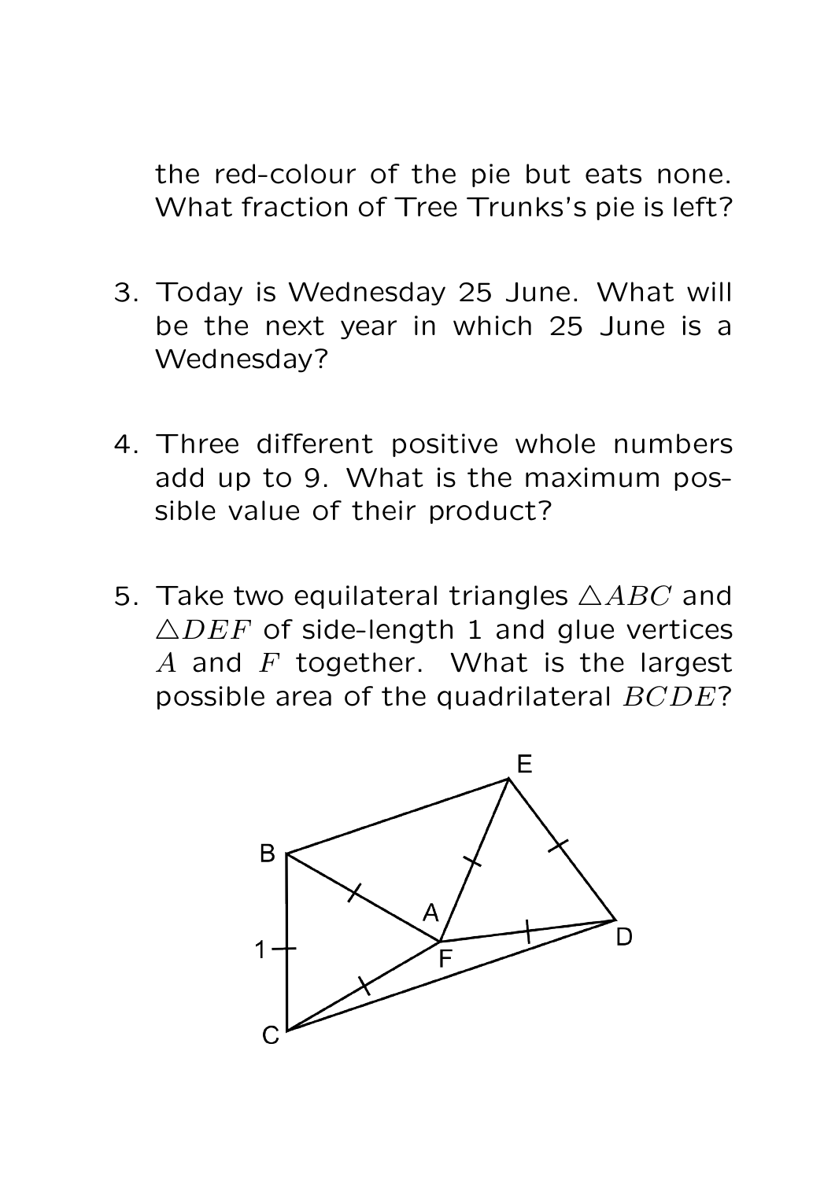the red-colour of the pie but eats none. What fraction of Tree Trunks's pie is left?

3. Today is Wednesday 25 June. What will be the next year in which 25 June is a Wednesday?

4. Three different positive whole numbers add up to 9. What is the maximum possible value of their product?

5. Take two equilateral triangles $\triangle ABC$ and $\triangle DEF$ of side-length 1 and glue vertices $A$ and $F$ together. What is the largest possible area of the quadrilateral $BCDE$?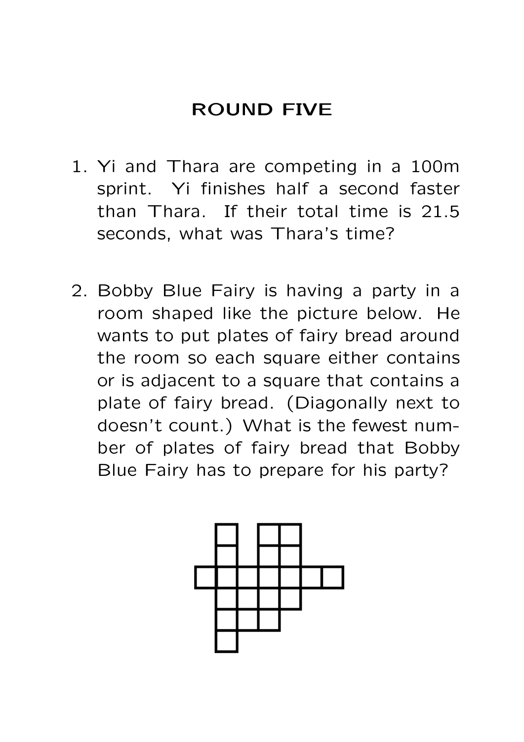# ROUND FIVE

1. Yi and Thara are competing in a 100m sprint. Yi finishes half a second faster than Thara. If their total time is 21.5 seconds, what was Thara's time?

2. Bobby Blue Fairy is having a party in a room shaped like the picture below. He wants to put plates of fairy bread around the room so each square either contains or is adjacent to a square that contains a plate of fairy bread. (Diagonally next to doesn't count.) What is the fewest number of plates of fairy bread that Bobby Blue Fairy has to prepare for his party?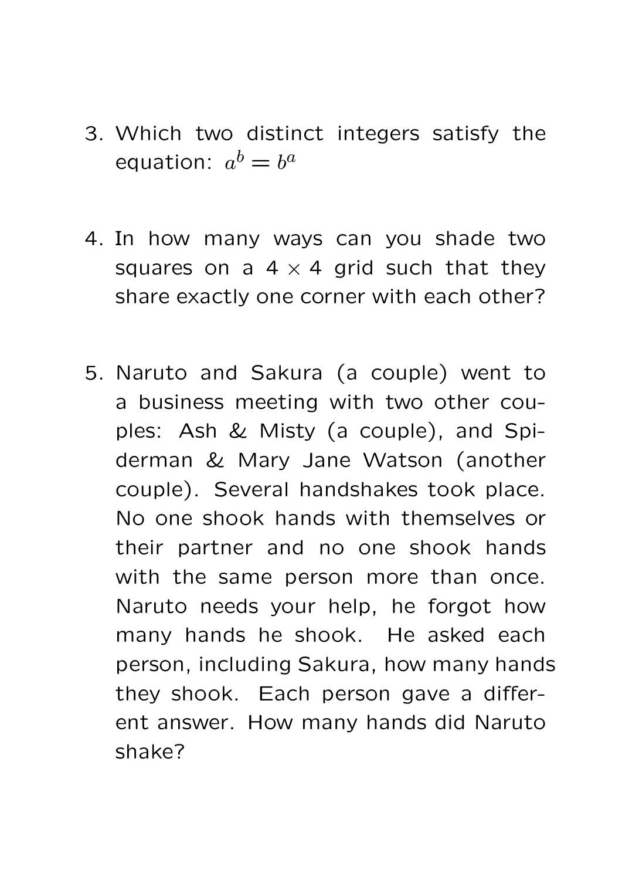3. Which two distinct integers satisfy the equation: $a^b = b^a$

4. In how many ways can you shade two squares on a $4 \times 4$ grid such that they share exactly one corner with each other?

5. Naruto and Sakura (a couple) went to a business meeting with two other couples: Ash & Misty (a couple), and Spiderman & Mary Jane Watson (another couple). Several handshakes took place. No one shook hands with themselves or their partner and no one shook hands with the same person more than once. Naruto needs your help, he forgot how many hands he shook. He asked each person, including Sakura, how many hands they shook. Each person gave a different answer. How many hands did Naruto shake?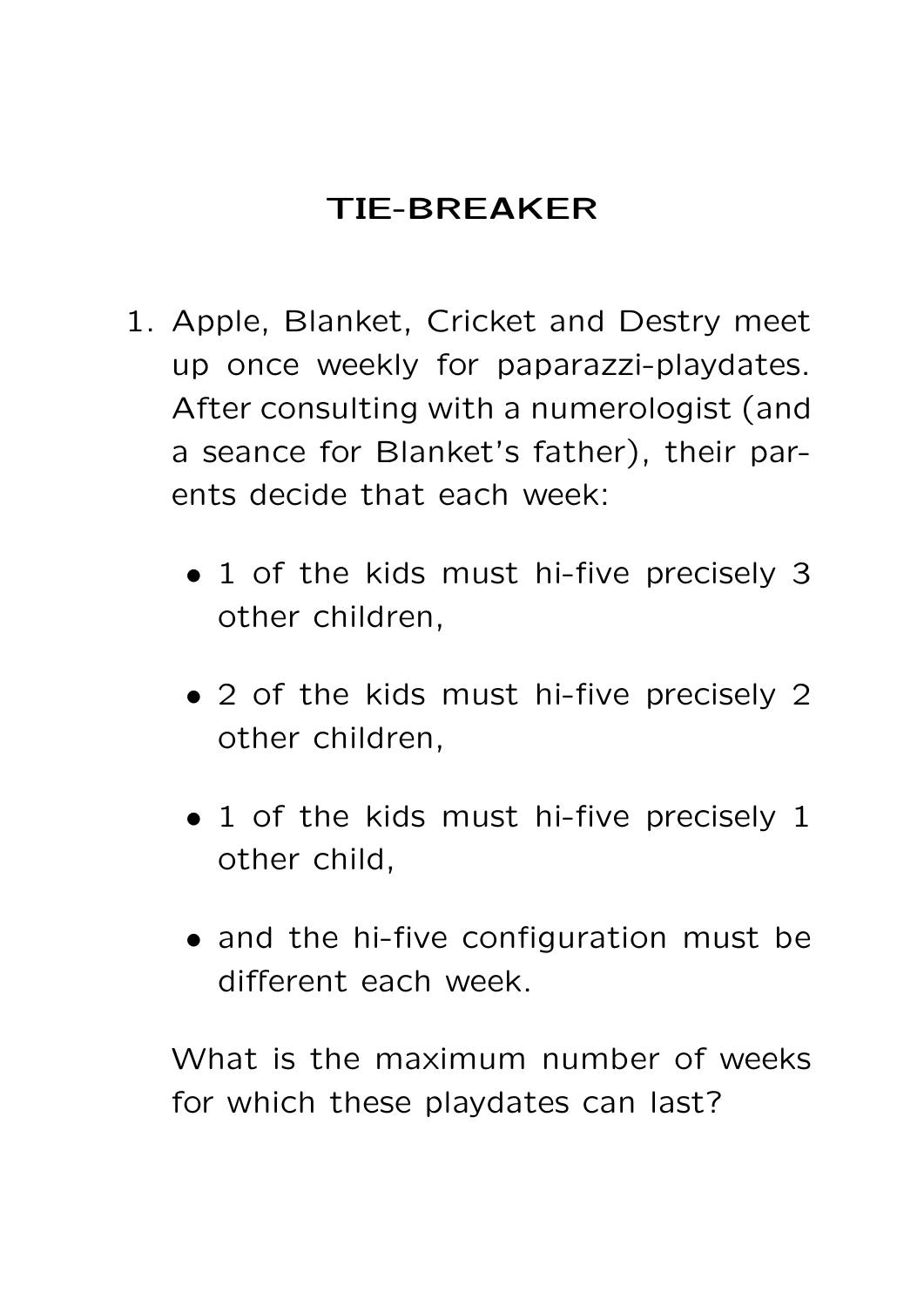# TIE-BREAKER

1. Apple, Blanket, Cricket and Destry meet up once weekly for paparazzi-playdates. After consulting with a numerologist (and a seance for Blanket's father), their parents decide that each week:

   - 1 of the kids must hi-five precisely 3 other children,
   - 2 of the kids must hi-five precisely 2 other children,
   - 1 of the kids must hi-five precisely 1 other child,
   - and the hi-five configuration must be different each week.

   What is the maximum number of weeks for which these playdates can last?